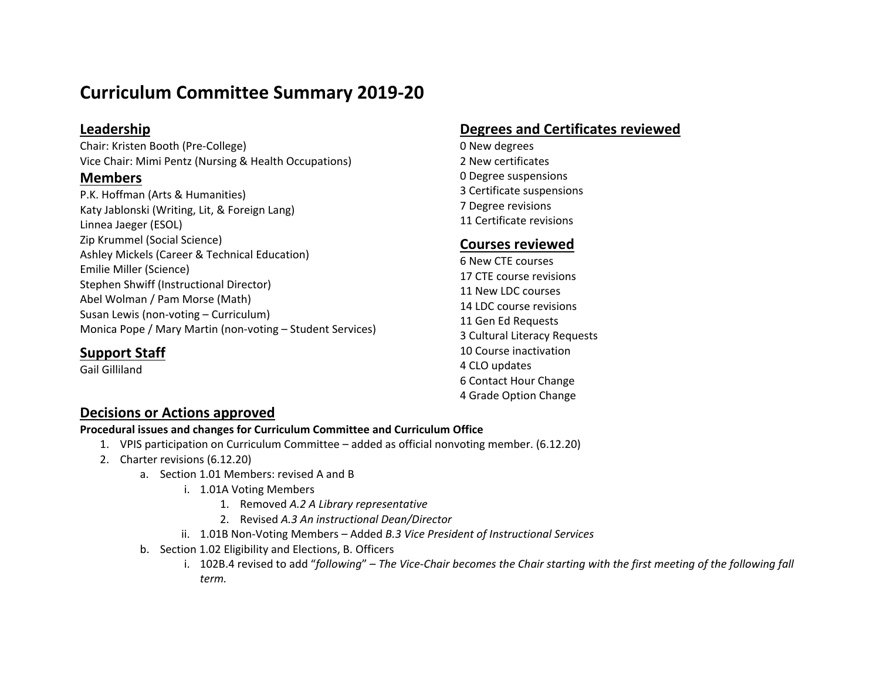# Curriculum Committee Summary 2019-20

## Leadership

Chair: Kristen Booth (Pre-College)
Vice Chair: Mimi Pentz (Nursing & Health Occupations)

## Members

P.K. Hoffman (Arts & Humanities)
Katy Jablonski (Writing, Lit, & Foreign Lang)
Linnea Jaeger (ESOL)
Zip Krummel (Social Science)
Ashley Mickels (Career & Technical Education)
Emilie Miller (Science)
Stephen Shwiff (Instructional Director)
Abel Wolman / Pam Morse (Math)
Susan Lewis (non-voting – Curriculum)
Monica Pope / Mary Martin (non-voting – Student Services)

## Support Staff

Gail Gilliland

## Degrees and Certificates reviewed

0 New degrees
2 New certificates
0 Degree suspensions
3 Certificate suspensions
7 Degree revisions
11 Certificate revisions

## Courses reviewed

6 New CTE courses
17 CTE course revisions
11 New LDC courses
14 LDC course revisions
11 Gen Ed Requests
3 Cultural Literacy Requests
10 Course inactivation
4 CLO updates
6 Contact Hour Change
4 Grade Option Change

## Decisions or Actions approved

**Procedural issues and changes for Curriculum Committee and Curriculum Office**

1. VPIS participation on Curriculum Committee – added as official nonvoting member. (6.12.20)
2. Charter revisions (6.12.20)
   a. Section 1.01 Members: revised A and B
      i. 1.01A Voting Members
         1. Removed *A.2 A Library representative*
         2. Revised *A.3 An instructional Dean/Director*
      ii. 1.01B Non-Voting Members – Added *B.3 Vice President of Instructional Services*
   b. Section 1.02 Eligibility and Elections, B. Officers
      i. 102B.4 revised to add "*following*" – *The Vice-Chair becomes the Chair starting with the first meeting of the following fall term.*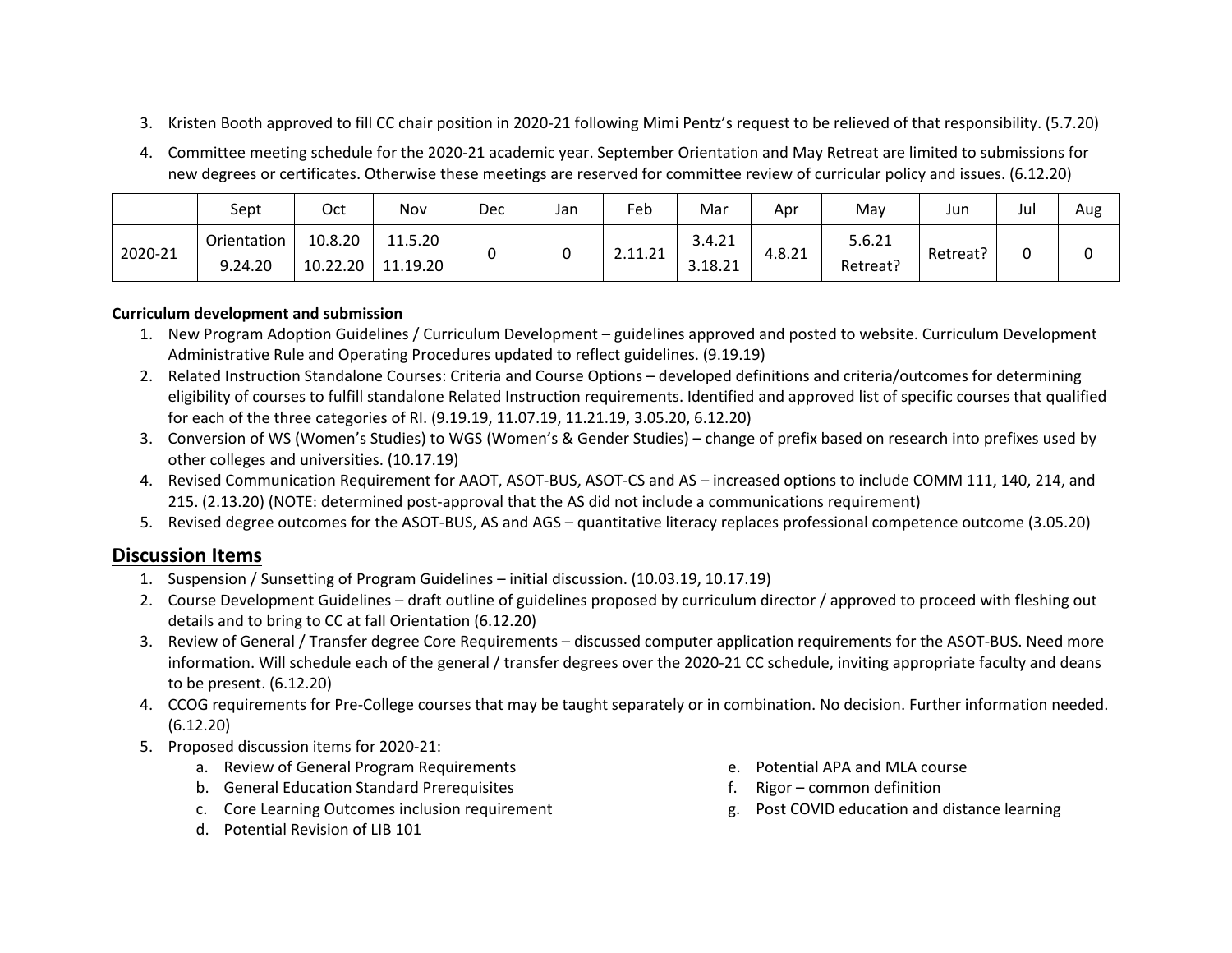3. Kristen Booth approved to fill CC chair position in 2020-21 following Mimi Pentz's request to be relieved of that responsibility. (5.7.20)
4. Committee meeting schedule for the 2020-21 academic year. September Orientation and May Retreat are limited to submissions for new degrees or certificates. Otherwise these meetings are reserved for committee review of curricular policy and issues. (6.12.20)

| | Sept | Oct | Nov | Dec | Jan | Feb | Mar | Apr | May | Jun | Jul | Aug |
|---|---|---|---|---|---|---|---|---|---|---|---|---|
| 2020-21 | Orientation 9.24.20 | 10.8.20 10.22.20 | 11.5.20 11.19.20 | 0 | 0 | 2.11.21 | 3.4.21 3.18.21 | 4.8.21 | 5.6.21 Retreat? | Retreat? | 0 | 0 |

**Curriculum development and submission**

1. New Program Adoption Guidelines / Curriculum Development – guidelines approved and posted to website. Curriculum Development Administrative Rule and Operating Procedures updated to reflect guidelines. (9.19.19)
2. Related Instruction Standalone Courses: Criteria and Course Options – developed definitions and criteria/outcomes for determining eligibility of courses to fulfill standalone Related Instruction requirements. Identified and approved list of specific courses that qualified for each of the three categories of RI. (9.19.19, 11.07.19, 11.21.19, 3.05.20, 6.12.20)
3. Conversion of WS (Women's Studies) to WGS (Women's & Gender Studies) – change of prefix based on research into prefixes used by other colleges and universities. (10.17.19)
4. Revised Communication Requirement for AAOT, ASOT-BUS, ASOT-CS and AS – increased options to include COMM 111, 140, 214, and 215. (2.13.20) (NOTE: determined post-approval that the AS did not include a communications requirement)
5. Revised degree outcomes for the ASOT-BUS, AS and AGS – quantitative literacy replaces professional competence outcome (3.05.20)

## Discussion Items

1. Suspension / Sunsetting of Program Guidelines – initial discussion. (10.03.19, 10.17.19)
2. Course Development Guidelines – draft outline of guidelines proposed by curriculum director / approved to proceed with fleshing out details and to bring to CC at fall Orientation (6.12.20)
3. Review of General / Transfer degree Core Requirements – discussed computer application requirements for the ASOT-BUS. Need more information. Will schedule each of the general / transfer degrees over the 2020-21 CC schedule, inviting appropriate faculty and deans to be present. (6.12.20)
4. CCOG requirements for Pre-College courses that may be taught separately or in combination. No decision. Further information needed. (6.12.20)
5. Proposed discussion items for 2020-21:
   a. Review of General Program Requirements
   b. General Education Standard Prerequisites
   c. Core Learning Outcomes inclusion requirement
   d. Potential Revision of LIB 101
   e. Potential APA and MLA course
   f. Rigor – common definition
   g. Post COVID education and distance learning